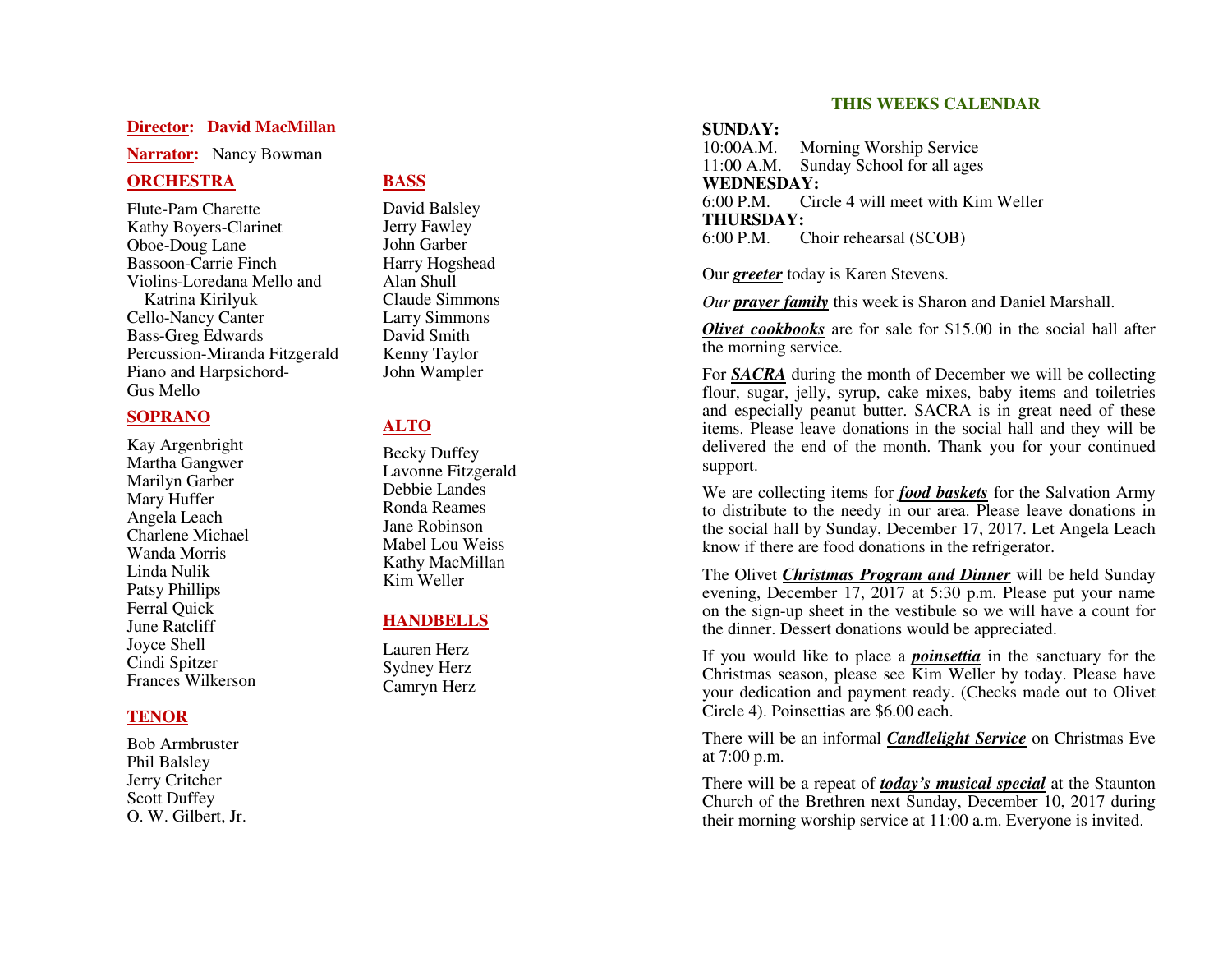**Director: David MacMillan**

**Narrator:** Nancy Bowman

## ORCHESTRA

Flute-Pam Charette
Kathy Boyers-Clarinet
Oboe-Doug Lane
Bassoon-Carrie Finch
Violins-Loredana Mello and Katrina Kirilyuk
Cello-Nancy Canter
Bass-Greg Edwards
Percussion-Miranda Fitzgerald
Piano and Harpsichord-Gus Mello

## SOPRANO

Kay Argenbright
Martha Gangwer
Marilyn Garber
Mary Huffer
Angela Leach
Charlene Michael
Wanda Morris
Linda Nulik
Patsy Phillips
Ferral Quick
June Ratcliff
Joyce Shell
Cindi Spitzer
Frances Wilkerson

## TENOR

Bob Armbruster
Phil Balsley
Jerry Critcher
Scott Duffey
O. W. Gilbert, Jr.

## BASS

David Balsley
Jerry Fawley
John Garber
Harry Hogshead
Alan Shull
Claude Simmons
Larry Simmons
David Smith
Kenny Taylor
John Wampler

## ALTO

Becky Duffey
Lavonne Fitzgerald
Debbie Landes
Ronda Reames
Jane Robinson
Mabel Lou Weiss
Kathy MacMillan
Kim Weller

## HANDBELLS

Lauren Herz
Sydney Herz
Camryn Herz

## THIS WEEKS CALENDAR

**SUNDAY:**
10:00A.M. Morning Worship Service
11:00 A.M. Sunday School for all ages
**WEDNESDAY:**
6:00 P.M. Circle 4 will meet with Kim Weller
**THURSDAY:**
6:00 P.M. Choir rehearsal (SCOB)

Our ***greeter*** today is Karen Stevens.

*Our* ***prayer family*** this week is Sharon and Daniel Marshall.

***Olivet cookbooks*** are for sale for $15.00 in the social hall after the morning service.

For ***SACRA*** during the month of December we will be collecting flour, sugar, jelly, syrup, cake mixes, baby items and toiletries and especially peanut butter. SACRA is in great need of these items. Please leave donations in the social hall and they will be delivered the end of the month. Thank you for your continued support.

We are collecting items for ***food baskets*** for the Salvation Army to distribute to the needy in our area. Please leave donations in the social hall by Sunday, December 17, 2017. Let Angela Leach know if there are food donations in the refrigerator.

The Olivet ***Christmas Program and Dinner*** will be held Sunday evening, December 17, 2017 at 5:30 p.m. Please put your name on the sign-up sheet in the vestibule so we will have a count for the dinner. Dessert donations would be appreciated.

If you would like to place a ***poinsettia*** in the sanctuary for the Christmas season, please see Kim Weller by today. Please have your dedication and payment ready. (Checks made out to Olivet Circle 4). Poinsettias are $6.00 each.

There will be an informal ***Candlelight Service*** on Christmas Eve at 7:00 p.m.

There will be a repeat of ***today's musical special*** at the Staunton Church of the Brethren next Sunday, December 10, 2017 during their morning worship service at 11:00 a.m. Everyone is invited.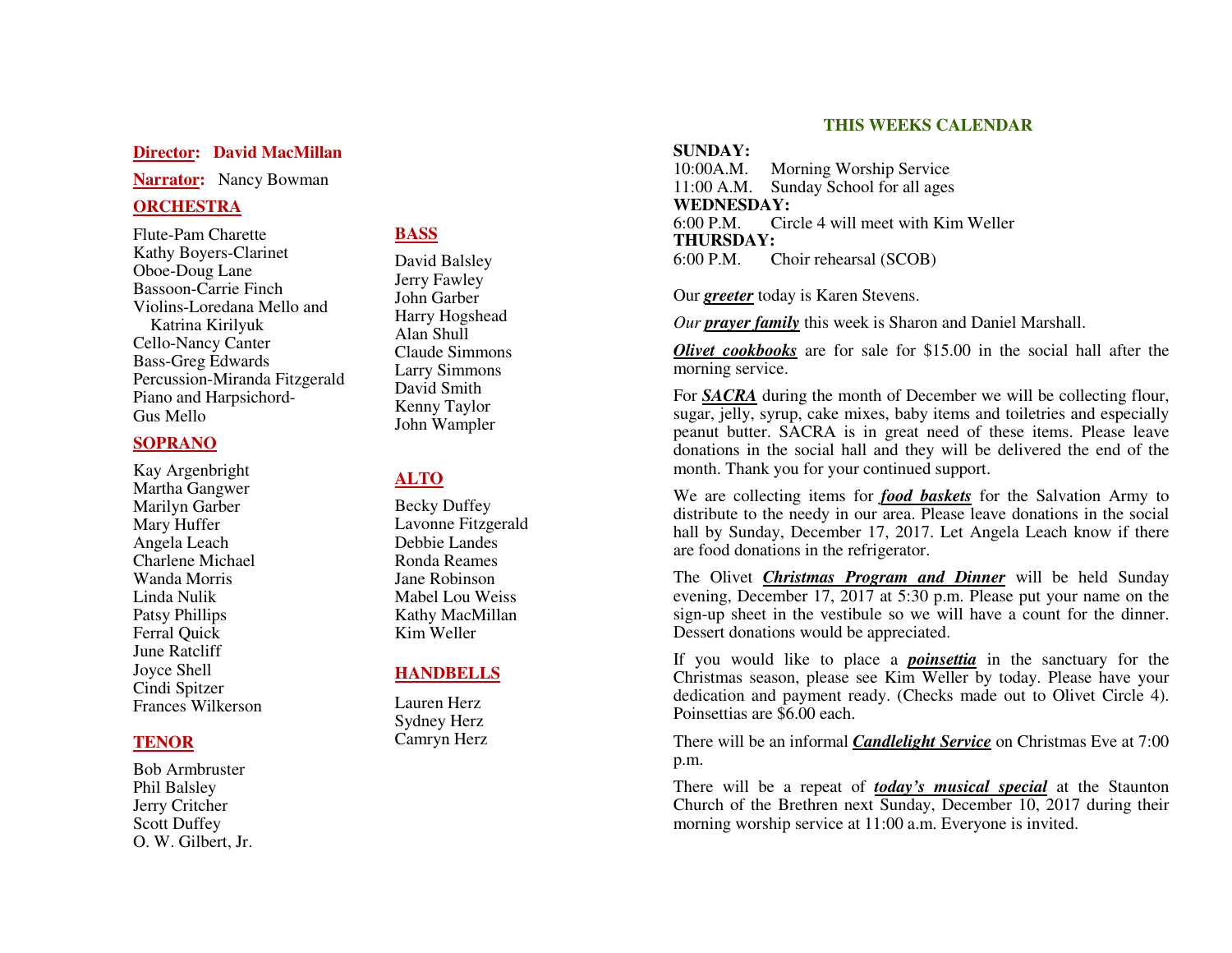**Director:** **David MacMillan**

**Narrator:** Nancy Bowman

## ORCHESTRA

Flute-Pam Charette
Kathy Boyers-Clarinet
Oboe-Doug Lane
Bassoon-Carrie Finch
Violins-Loredana Mello and Katrina Kirilyuk
Cello-Nancy Canter
Bass-Greg Edwards
Percussion-Miranda Fitzgerald
Piano and Harpsichord-Gus Mello

## SOPRANO

Kay Argenbright
Martha Gangwer
Marilyn Garber
Mary Huffer
Angela Leach
Charlene Michael
Wanda Morris
Linda Nulik
Patsy Phillips
Ferral Quick
June Ratcliff
Joyce Shell
Cindi Spitzer
Frances Wilkerson

## TENOR

Bob Armbruster
Phil Balsley
Jerry Critcher
Scott Duffey
O. W. Gilbert, Jr.

## BASS

David Balsley
Jerry Fawley
John Garber
Harry Hogshead
Alan Shull
Claude Simmons
Larry Simmons
David Smith
Kenny Taylor
John Wampler

## ALTO

Becky Duffey
Lavonne Fitzgerald
Debbie Landes
Ronda Reames
Jane Robinson
Mabel Lou Weiss
Kathy MacMillan
Kim Weller

## HANDBELLS

Lauren Herz
Sydney Herz
Camryn Herz

## THIS WEEKS CALENDAR

**SUNDAY:**
10:00A.M. Morning Worship Service
11:00 A.M. Sunday School for all ages
**WEDNESDAY:**
6:00 P.M. Circle 4 will meet with Kim Weller
**THURSDAY:**
6:00 P.M. Choir rehearsal (SCOB)

Our ***greeter*** today is Karen Stevens.

*Our* ***prayer family*** this week is Sharon and Daniel Marshall.

***Olivet cookbooks*** are for sale for $15.00 in the social hall after the morning service.

For ***SACRA*** during the month of December we will be collecting flour, sugar, jelly, syrup, cake mixes, baby items and toiletries and especially peanut butter. SACRA is in great need of these items. Please leave donations in the social hall and they will be delivered the end of the month. Thank you for your continued support.

We are collecting items for ***food baskets*** for the Salvation Army to distribute to the needy in our area. Please leave donations in the social hall by Sunday, December 17, 2017. Let Angela Leach know if there are food donations in the refrigerator.

The Olivet ***Christmas Program and Dinner*** will be held Sunday evening, December 17, 2017 at 5:30 p.m. Please put your name on the sign-up sheet in the vestibule so we will have a count for the dinner. Dessert donations would be appreciated.

If you would like to place a ***poinsettia*** in the sanctuary for the Christmas season, please see Kim Weller by today. Please have your dedication and payment ready. (Checks made out to Olivet Circle 4). Poinsettias are $6.00 each.

There will be an informal ***Candlelight Service*** on Christmas Eve at 7:00 p.m.

There will be a repeat of ***today's musical special*** at the Staunton Church of the Brethren next Sunday, December 10, 2017 during their morning worship service at 11:00 a.m. Everyone is invited.